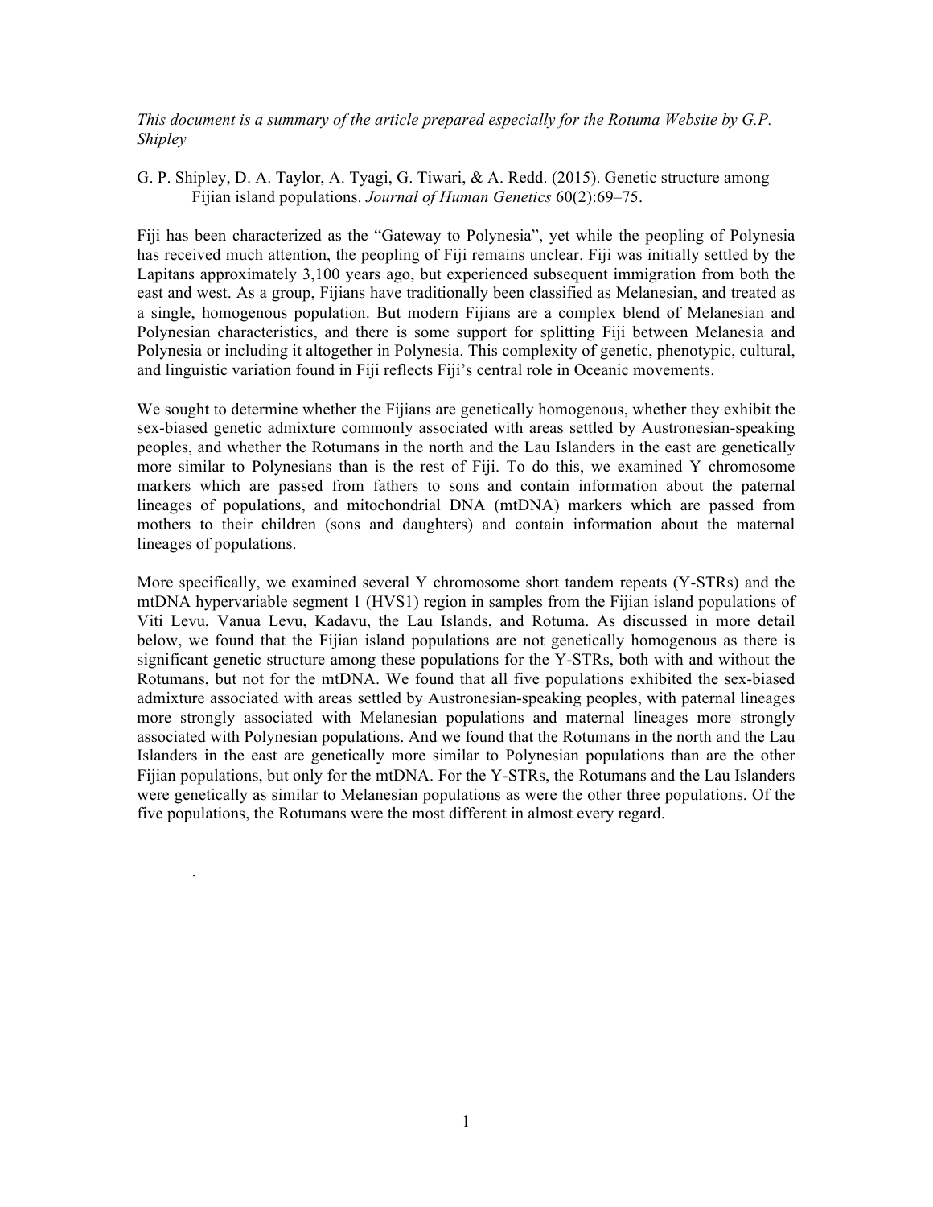*This document is a summary of the article prepared especially for the Rotuma Website by G.P. Shipley*

G. P. Shipley, D. A. Taylor, A. Tyagi, G. Tiwari, & A. Redd. (2015). Genetic structure among Fijian island populations. *Journal of Human Genetics* 60(2):69–75.

Fiji has been characterized as the "Gateway to Polynesia", yet while the peopling of Polynesia has received much attention, the peopling of Fiji remains unclear. Fiji was initially settled by the Lapitans approximately 3,100 years ago, but experienced subsequent immigration from both the east and west. As a group, Fijians have traditionally been classified as Melanesian, and treated as a single, homogenous population. But modern Fijians are a complex blend of Melanesian and Polynesian characteristics, and there is some support for splitting Fiji between Melanesia and Polynesia or including it altogether in Polynesia. This complexity of genetic, phenotypic, cultural, and linguistic variation found in Fiji reflects Fiji's central role in Oceanic movements.

We sought to determine whether the Fijians are genetically homogenous, whether they exhibit the sex-biased genetic admixture commonly associated with areas settled by Austronesian-speaking peoples, and whether the Rotumans in the north and the Lau Islanders in the east are genetically more similar to Polynesians than is the rest of Fiji. To do this, we examined Y chromosome markers which are passed from fathers to sons and contain information about the paternal lineages of populations, and mitochondrial DNA (mtDNA) markers which are passed from mothers to their children (sons and daughters) and contain information about the maternal lineages of populations.

More specifically, we examined several Y chromosome short tandem repeats (Y-STRs) and the mtDNA hypervariable segment 1 (HVS1) region in samples from the Fijian island populations of Viti Levu, Vanua Levu, Kadavu, the Lau Islands, and Rotuma. As discussed in more detail below, we found that the Fijian island populations are not genetically homogenous as there is significant genetic structure among these populations for the Y-STRs, both with and without the Rotumans, but not for the mtDNA. We found that all five populations exhibited the sex-biased admixture associated with areas settled by Austronesian-speaking peoples, with paternal lineages more strongly associated with Melanesian populations and maternal lineages more strongly associated with Polynesian populations. And we found that the Rotumans in the north and the Lau Islanders in the east are genetically more similar to Polynesian populations than are the other Fijian populations, but only for the mtDNA. For the Y-STRs, the Rotumans and the Lau Islanders were genetically as similar to Melanesian populations as were the other three populations. Of the five populations, the Rotumans were the most different in almost every regard.

.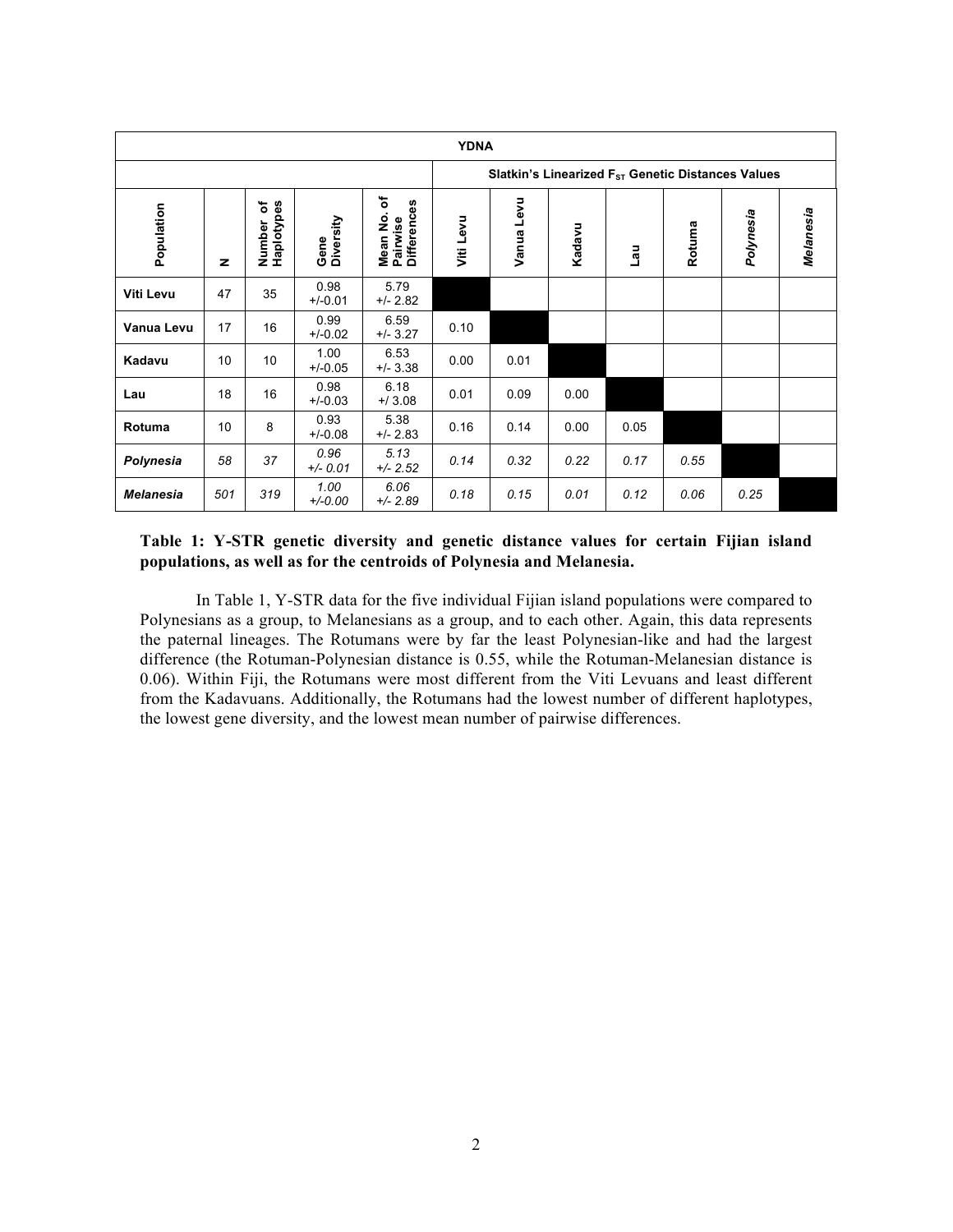| YDNA | | | | | | | | | | | |
|---|---|---|---|---|---|---|---|---|---|---|---|
| | | | | | Slatkin's Linearized $F_{ST}$ Genetic Distances Values | | | | | | |
| **Population** | **N** | **Number of Haplotypes** | **Gene Diversity** | **Mean No. of Pairwise Differences** | **Viti Levu** | **Vanua Levu** | **Kadavu** | **Lau** | **Rotuma** | ***Polynesia*** | ***Melanesia*** |
| **Viti Levu** | 47 | 35 | 0.98 +/-0.01 | 5.79 +/- 2.82 | | | | | | | |
| **Vanua Levu** | 17 | 16 | 0.99 +/-0.02 | 6.59 +/- 3.27 | 0.10 | | | | | | |
| **Kadavu** | 10 | 10 | 1.00 +/-0.05 | 6.53 +/- 3.38 | 0.00 | 0.01 | | | | | |
| **Lau** | 18 | 16 | 0.98 +/-0.03 | 6.18 +/ 3.08 | 0.01 | 0.09 | 0.00 | | | | |
| **Rotuma** | 10 | 8 | 0.93 +/-0.08 | 5.38 +/- 2.83 | 0.16 | 0.14 | 0.00 | 0.05 | | | |
| ***Polynesia*** | *58* | *37* | *0.96 +/- 0.01* | *5.13 +/- 2.52* | *0.14* | *0.32* | *0.22* | *0.17* | *0.55* | | |
| ***Melanesia*** | *501* | *319* | *1.00 +/-0.00* | *6.06 +/- 2.89* | *0.18* | *0.15* | *0.01* | *0.12* | *0.06* | *0.25* | |

**Table 1: Y-STR genetic diversity and genetic distance values for certain Fijian island populations, as well as for the centroids of Polynesia and Melanesia.**

In Table 1, Y-STR data for the five individual Fijian island populations were compared to Polynesians as a group, to Melanesians as a group, and to each other. Again, this data represents the paternal lineages. The Rotumans were by far the least Polynesian-like and had the largest difference (the Rotuman-Polynesian distance is 0.55, while the Rotuman-Melanesian distance is 0.06). Within Fiji, the Rotumans were most different from the Viti Levuans and least different from the Kadavuans. Additionally, the Rotumans had the lowest number of different haplotypes, the lowest gene diversity, and the lowest mean number of pairwise differences.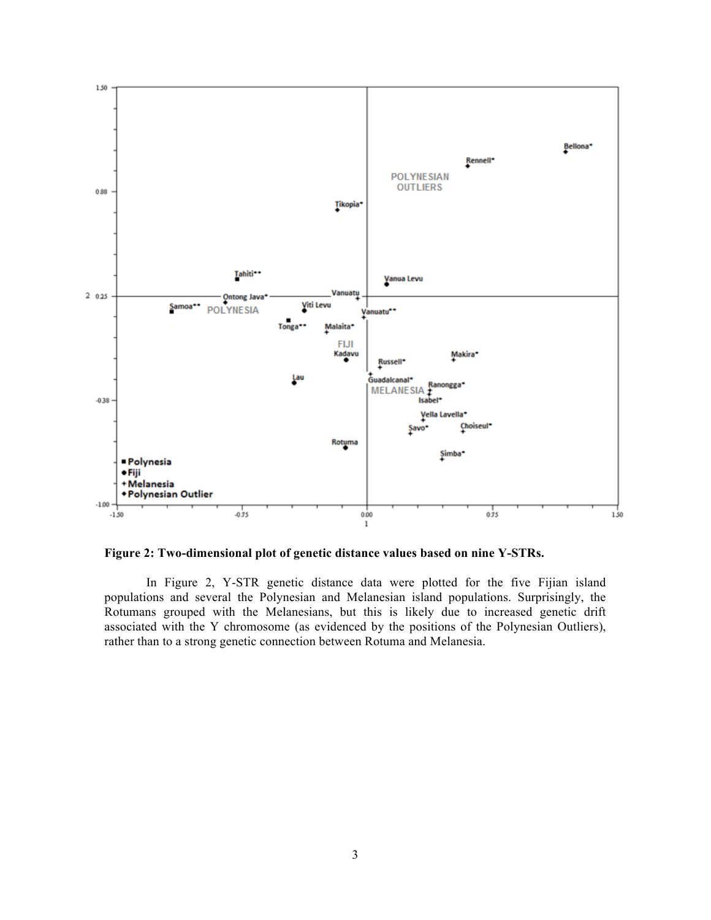**Figure 2: Two-dimensional plot of genetic distance values based on nine Y-STRs.**

In Figure 2, Y-STR genetic distance data were plotted for the five Fijian island populations and several the Polynesian and Melanesian island populations. Surprisingly, the Rotumans grouped with the Melanesians, but this is likely due to increased genetic drift associated with the Y chromosome (as evidenced by the positions of the Polynesian Outliers), rather than to a strong genetic connection between Rotuma and Melanesia.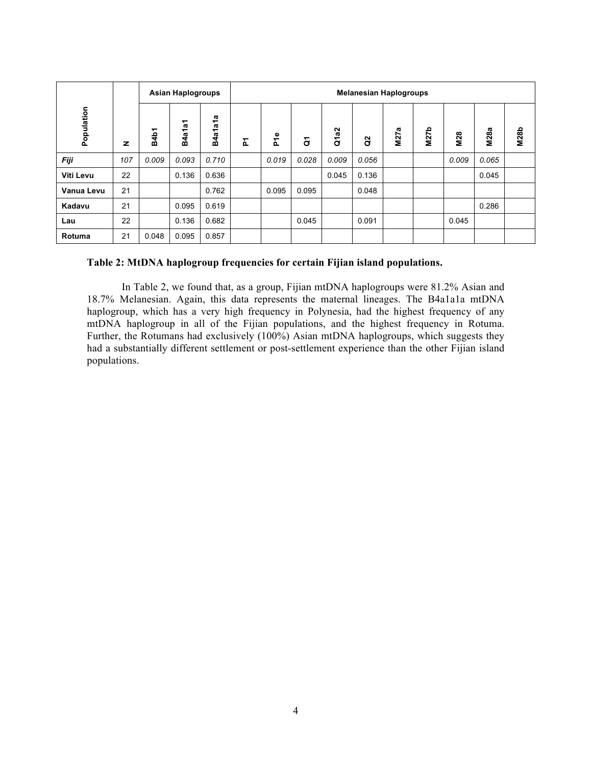| Population | N | Asian Haplogroups | | | Melanesian Haplogroups | | | | | | | | | |
|---|---|---|---|---|---|---|---|---|---|---|---|---|---|---|
| | | B4b1 | B4a1a1 | B4a1a1a | P1 | P1e | Q1 | Q1a2 | Q2 | M27a | M27b | M28 | M28a | M28b |
| ***Fiji*** | *107* | *0.009* | *0.093* | *0.710* | | *0.019* | *0.028* | *0.009* | *0.056* | | | *0.009* | *0.065* | |
| **Viti Levu** | 22 | | 0.136 | 0.636 | | | | 0.045 | 0.136 | | | | 0.045 | |
| **Vanua Levu** | 21 | | | 0.762 | | 0.095 | 0.095 | | 0.048 | | | | | |
| **Kadavu** | 21 | | 0.095 | 0.619 | | | | | | | | | 0.286 | |
| **Lau** | 22 | | 0.136 | 0.682 | | | 0.045 | | 0.091 | | | 0.045 | | |
| **Rotuma** | 21 | 0.048 | 0.095 | 0.857 | | | | | | | | | | |

**Table 2: MtDNA haplogroup frequencies for certain Fijian island populations.**

In Table 2, we found that, as a group, Fijian mtDNA haplogroups were 81.2% Asian and 18.7% Melanesian. Again, this data represents the maternal lineages. The B4a1a1a mtDNA haplogroup, which has a very high frequency in Polynesia, had the highest frequency of any mtDNA haplogroup in all of the Fijian populations, and the highest frequency in Rotuma. Further, the Rotumans had exclusively (100%) Asian mtDNA haplogroups, which suggests they had a substantially different settlement or post-settlement experience than the other Fijian island populations.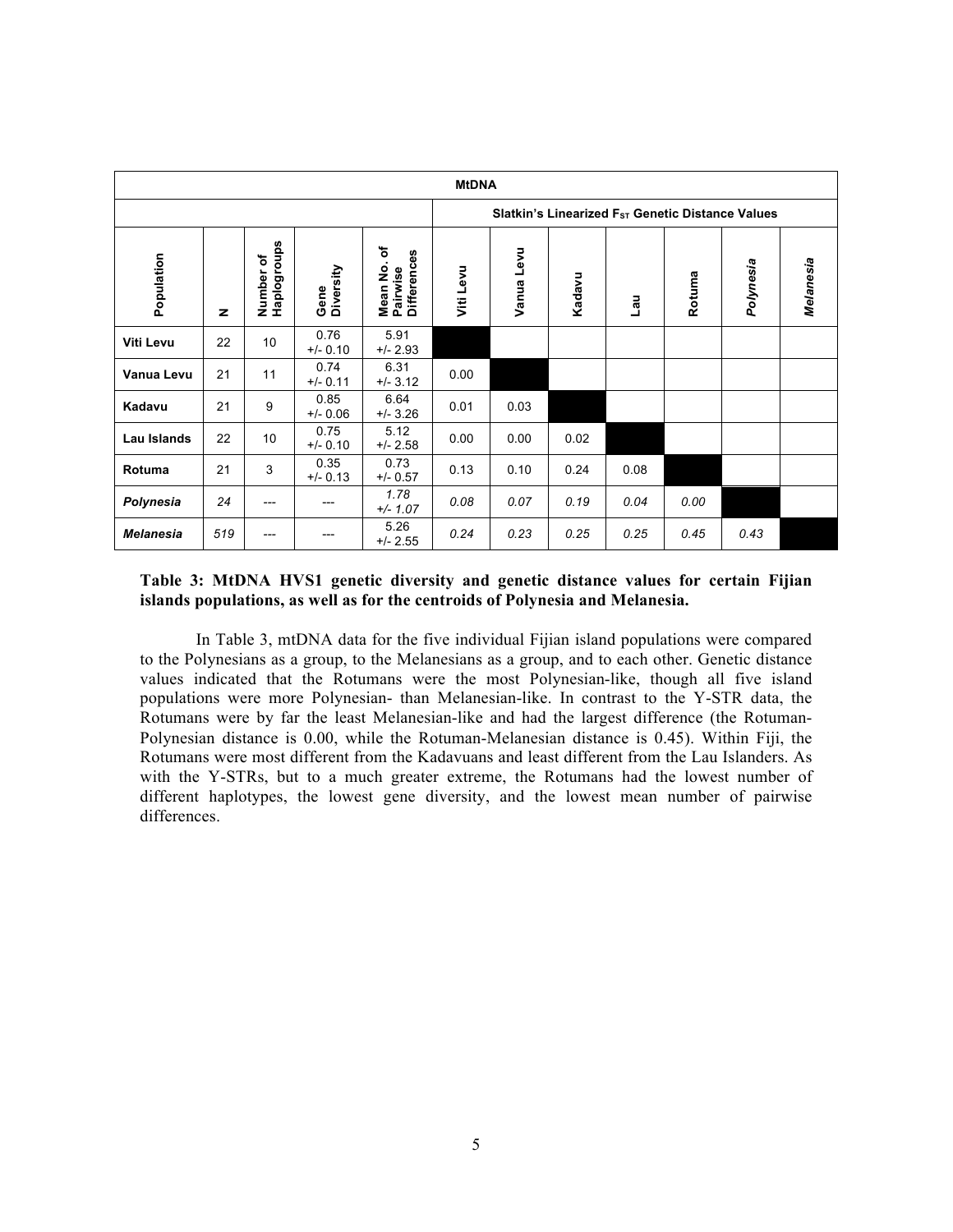| MtDNA | | | | | | | | | | | | |
|---|---|---|---|---|---|---|---|---|---|---|---|---|
| | | | | | Slatkin's Linearized $F_{ST}$ Genetic Distance Values | | | | | | | |
| **Population** | **N** | **Number of Haplogroups** | **Gene Diversity** | **Mean No. of Pairwise Differences** | **Viti Levu** | **Vanua Levu** | **Kadavu** | **Lau** | **Rotuma** | ***Polynesia*** | ***Melanesia*** |
| **Viti Levu** | 22 | 10 | 0.76 +/- 0.10 | 5.91 +/- 2.93 | | | | | | | |
| **Vanua Levu** | 21 | 11 | 0.74 +/- 0.11 | 6.31 +/- 3.12 | 0.00 | | | | | | |
| **Kadavu** | 21 | 9 | 0.85 +/- 0.06 | 6.64 +/- 3.26 | 0.01 | 0.03 | | | | | |
| **Lau Islands** | 22 | 10 | 0.75 +/- 0.10 | 5.12 +/- 2.58 | 0.00 | 0.00 | 0.02 | | | | |
| **Rotuma** | 21 | 3 | 0.35 +/- 0.13 | 0.73 +/- 0.57 | 0.13 | 0.10 | 0.24 | 0.08 | | | |
| ***Polynesia*** | *24* | --- | --- | *1.78 +/- 1.07* | *0.08* | *0.07* | *0.19* | *0.04* | *0.00* | | |
| ***Melanesia*** | *519* | --- | --- | 5.26 +/- 2.55 | *0.24* | *0.23* | *0.25* | *0.25* | *0.45* | *0.43* | |

**Table 3: MtDNA HVS1 genetic diversity and genetic distance values for certain Fijian islands populations, as well as for the centroids of Polynesia and Melanesia.**

In Table 3, mtDNA data for the five individual Fijian island populations were compared to the Polynesians as a group, to the Melanesians as a group, and to each other. Genetic distance values indicated that the Rotumans were the most Polynesian-like, though all five island populations were more Polynesian- than Melanesian-like. In contrast to the Y-STR data, the Rotumans were by far the least Melanesian-like and had the largest difference (the Rotuman-Polynesian distance is 0.00, while the Rotuman-Melanesian distance is 0.45). Within Fiji, the Rotumans were most different from the Kadavuans and least different from the Lau Islanders. As with the Y-STRs, but to a much greater extreme, the Rotumans had the lowest number of different haplotypes, the lowest gene diversity, and the lowest mean number of pairwise differences.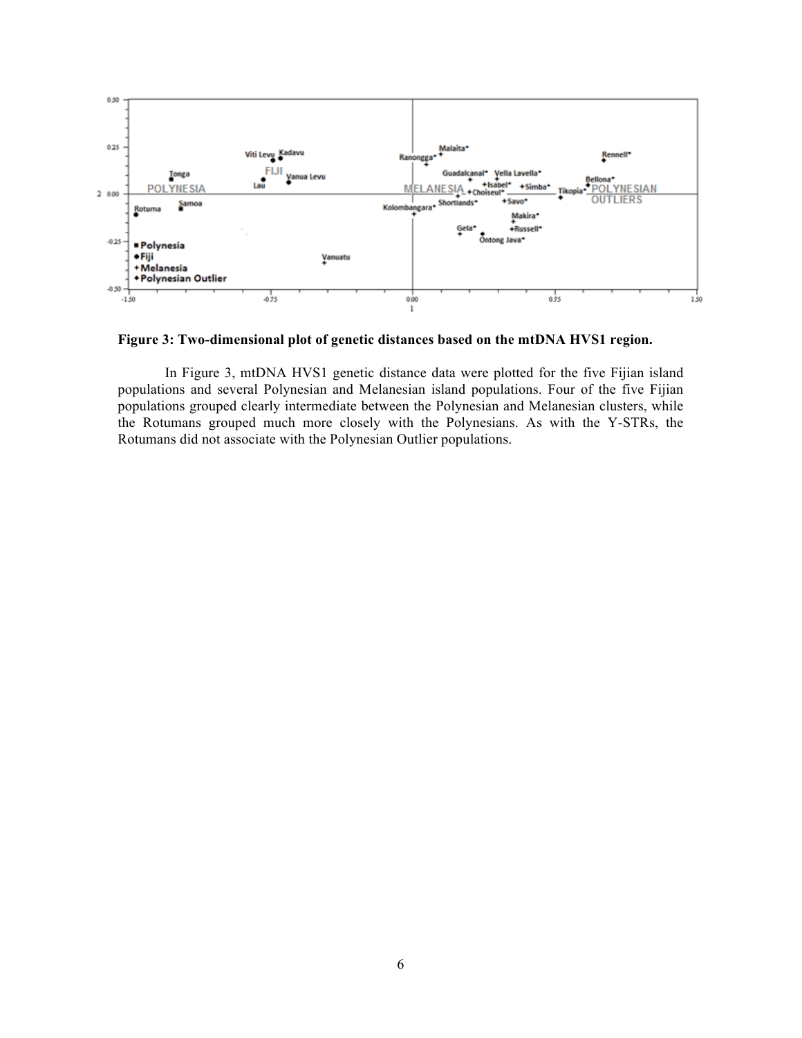0.50

0.25

2 0.00

-0.25

-0.50

-1.50

-0.75

0.00

0.75

1.50

1

Tonga

Samoa

Rotuma

POLYNESIA

Viti Levu

Kadavu

FIJI

Vanua Levu

Lau

Vanuatu

Malaita*

Ranongga*

Guadalcanal*

Vella Lavella*

+Isabel*

+Simba*

MELANESIA

+Choiseul*

Shortlands*

+Savo*

Kolombangara*

Makira*

Gela*

+Russell*

Ontong Java*

Tikopia*

Rennell*

Bellona*

POLYNESIAN OUTLIERS

Polynesia

Fiji

Melanesia

Polynesian Outlier

**Figure 3: Two-dimensional plot of genetic distances based on the mtDNA HVS1 region.**

In Figure 3, mtDNA HVS1 genetic distance data were plotted for the five Fijian island populations and several Polynesian and Melanesian island populations. Four of the five Fijian populations grouped clearly intermediate between the Polynesian and Melanesian clusters, while the Rotumans grouped much more closely with the Polynesians. As with the Y-STRs, the Rotumans did not associate with the Polynesian Outlier populations.